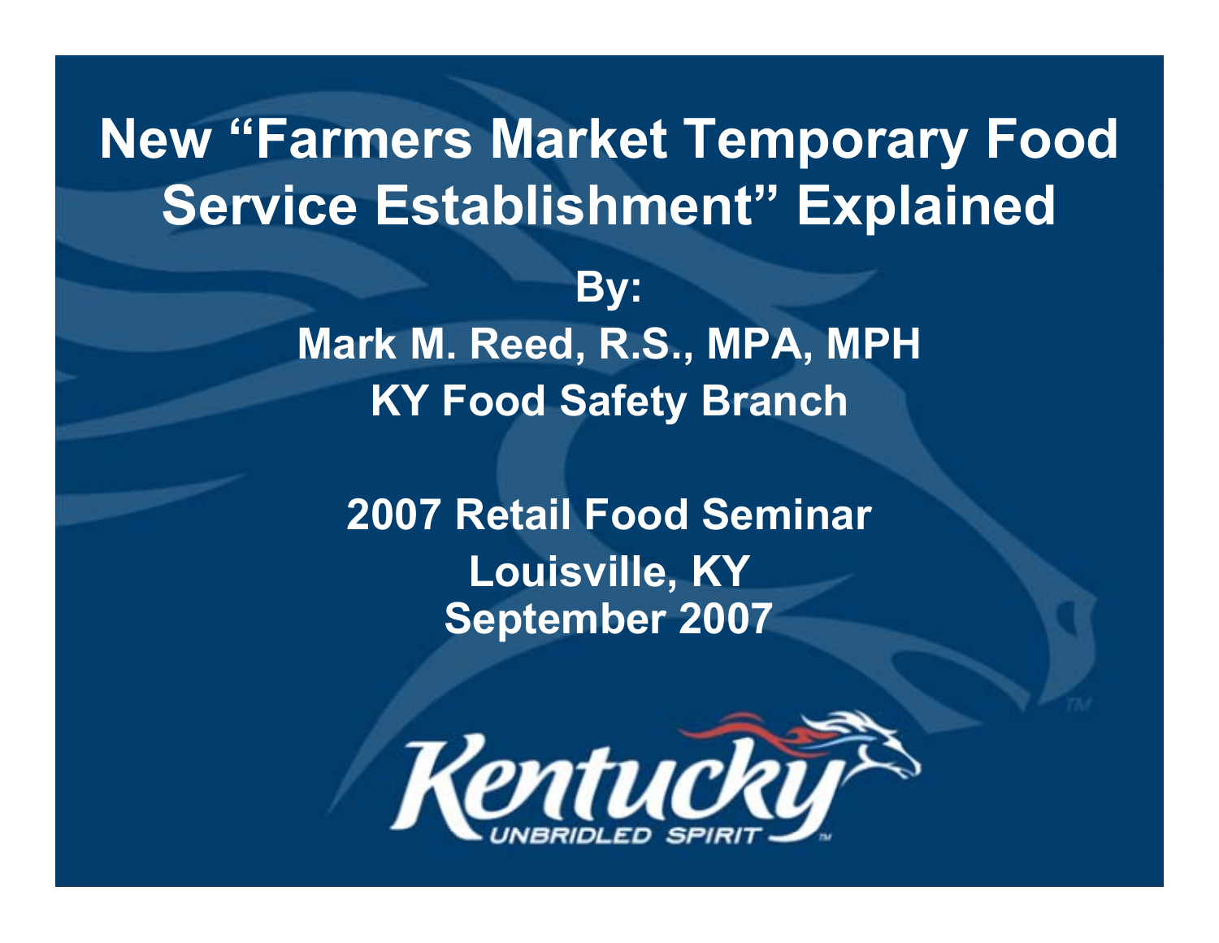# New "Farmers Market Temporary Food Service Establishment" Explained

**By:**

**Mark M. Reed, R.S., MPA, MPH**

**KY Food Safety Branch**

**2007 Retail Food Seminar**

**Louisville, KY**

**September 2007**

Kentucky
UNBRIDLED SPIRIT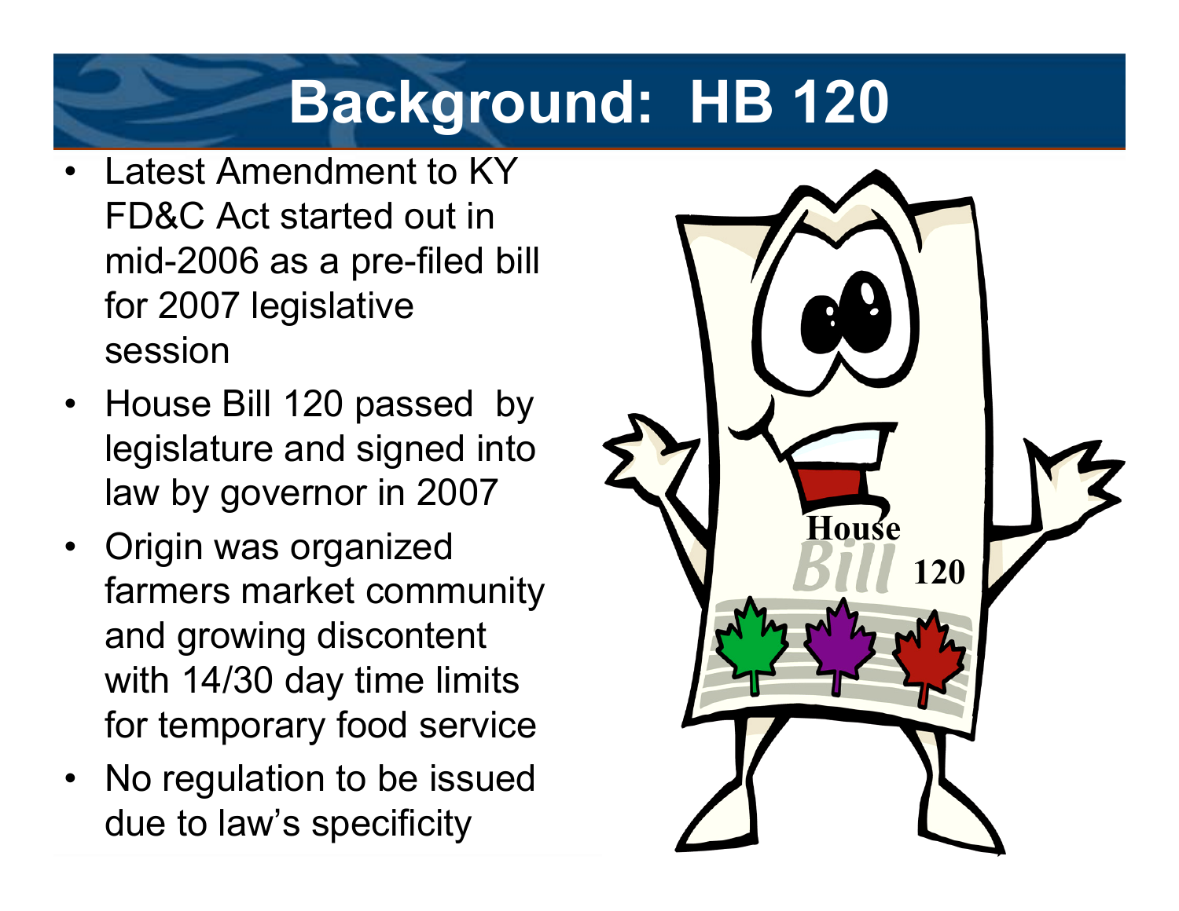# Background: HB 120

- Latest Amendment to KY FD&C Act started out in mid-2006 as a pre-filed bill for 2007 legislative session
- House Bill 120 passed by legislature and signed into law by governor in 2007
- Origin was organized farmers market community and growing discontent with 14/30 day time limits for temporary food service
- No regulation to be issued due to law's specificity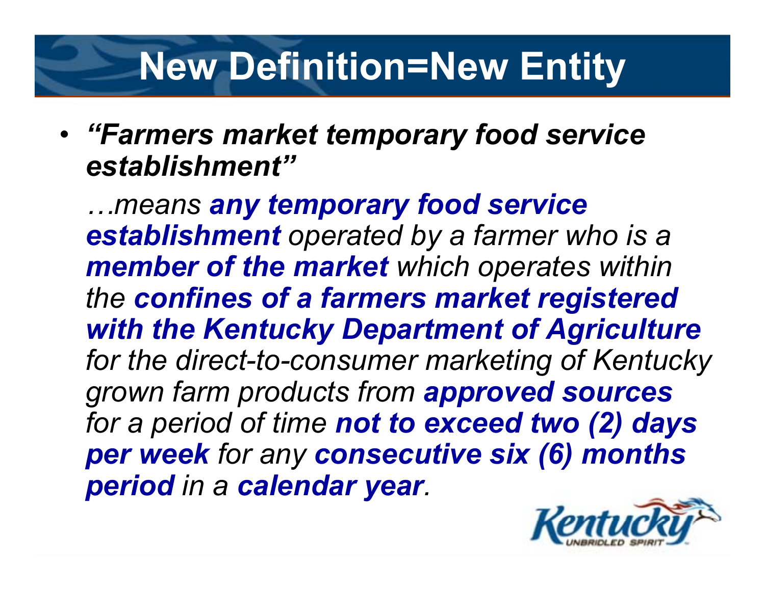# New Definition=New Entity

- ***"Farmers market temporary food service establishment"***

  *…means **any temporary food service establishment** operated by a farmer who is a **member of the market** which operates within the **confines of a farmers market registered with the Kentucky Department of Agriculture** for the direct-to-consumer marketing of Kentucky grown farm products from **approved sources** for a period of time **not to exceed two (2) days per week** for any **consecutive six (6) months period** in a **calendar year**.*

Kentucky UNBRIDLED SPIRIT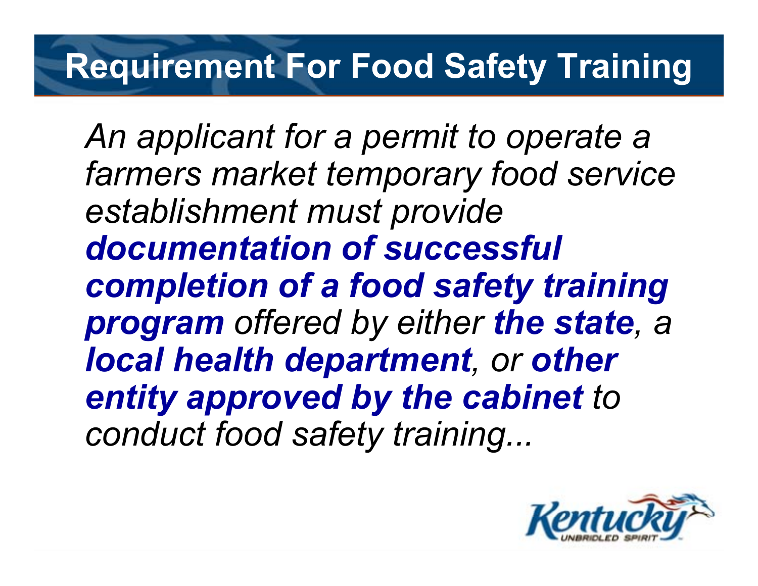# Requirement For Food Safety Training

*An applicant for a permit to operate a farmers market temporary food service establishment must provide* ***documentation of successful completion of a food safety training program*** *offered by either* ***the state****, a* ***local health department****, or* ***other entity approved by the cabinet*** *to conduct food safety training...*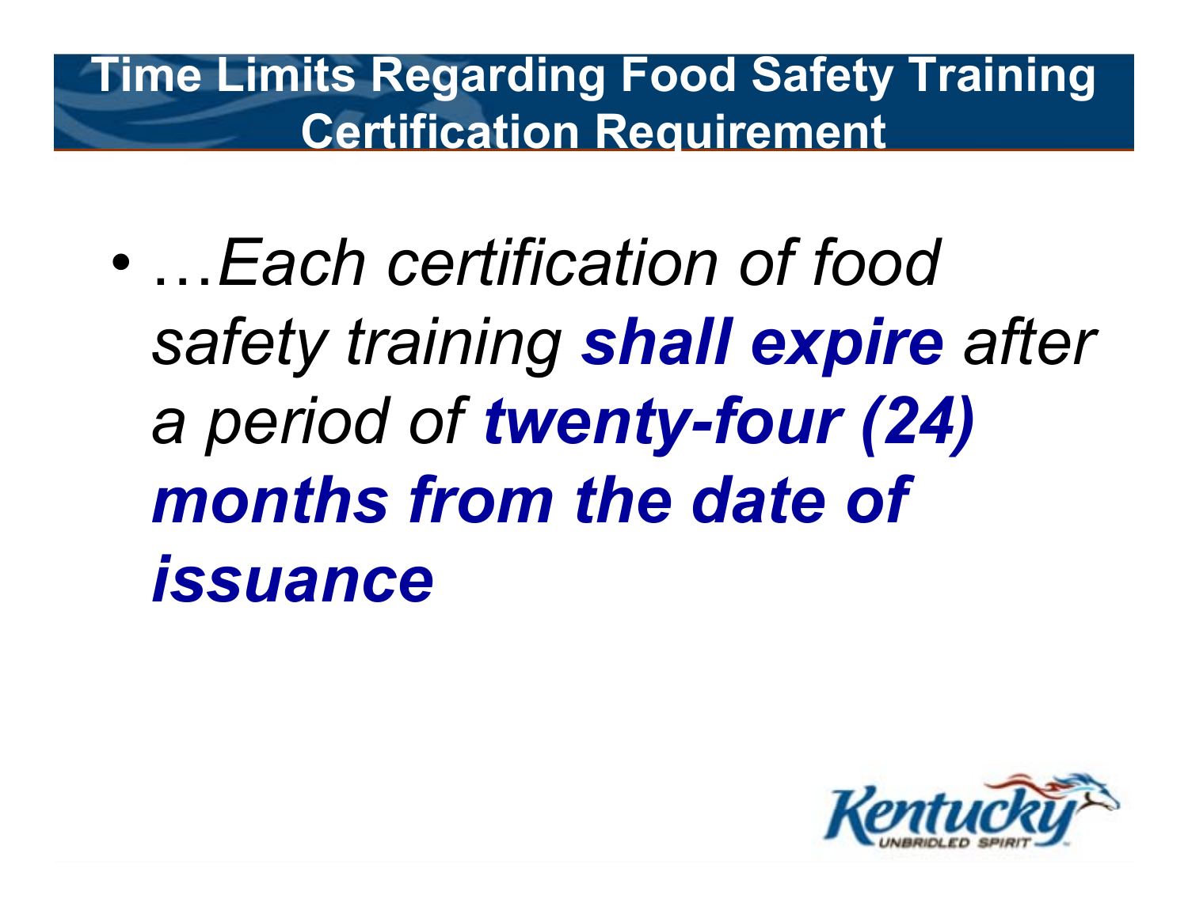# Time Limits Regarding Food Safety Training Certification Requirement

- …*Each certification of food safety training* ***shall expire*** *after a period of* ***twenty-four (24) months from the date of issuance***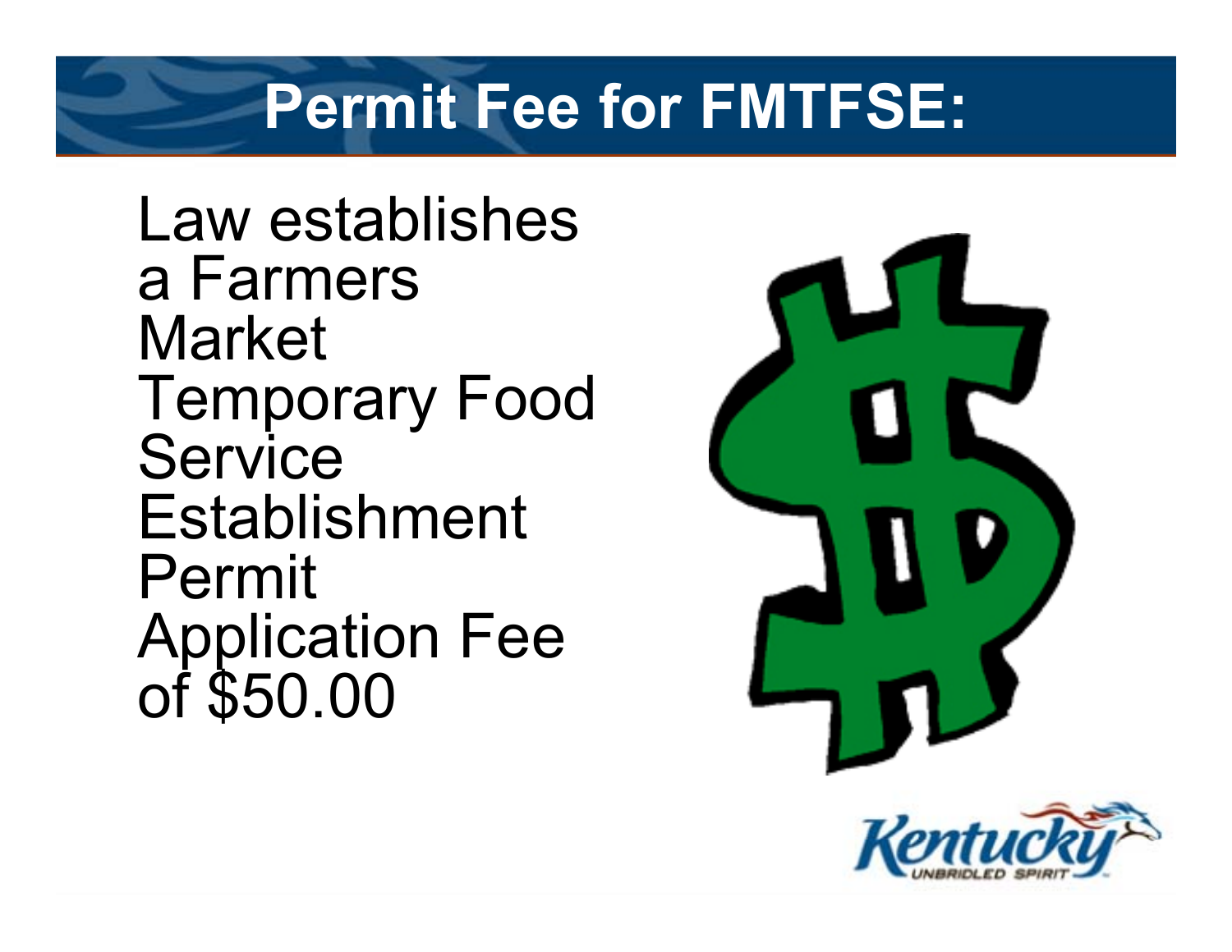# Permit Fee for FMTFSE:

Law establishes a Farmers Market Temporary Food Service Establishment Permit Application Fee of $50.00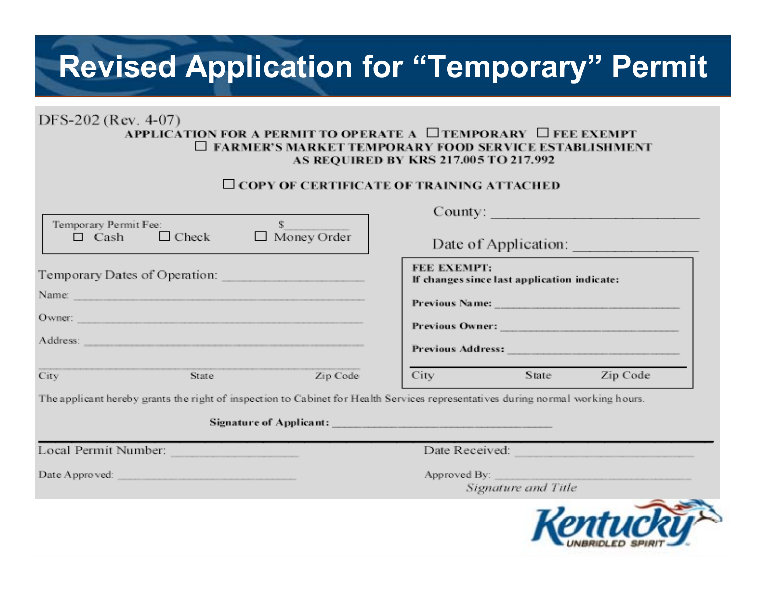# Revised Application for "Temporary" Permit

DFS-202 (Rev. 4-07)

**APPLICATION FOR A PERMIT TO OPERATE A ☐ TEMPORARY ☐ FEE EXEMPT**
**☐ FARMER'S MARKET TEMPORARY FOOD SERVICE ESTABLISHMENT**
**AS REQUIRED BY KRS 217.005 TO 217.992**

**☐ COPY OF CERTIFICATE OF TRAINING ATTACHED**

Temporary Permit Fee: $__________
☐ Cash ☐ Check ☐ Money Order

County: ______________________

Date of Application: ______________

Temporary Dates of Operation: ____________________

Name: ________________________________________

Owner: ________________________________________

Address: ________________________________________

City State Zip Code

**FEE EXEMPT:**
**If changes since last application indicate:**

**Previous Name:** ____________________________

**Previous Owner:** ____________________________

**Previous Address:** ____________________________

City State Zip Code

The applicant hereby grants the right of inspection to Cabinet for Health Services representatives during normal working hours.

**Signature of Applicant:** ________________________________

Local Permit Number: ________________

Date Received: ______________________

Date Approved: ______________________

Approved By: ______________________
*Signature and Title*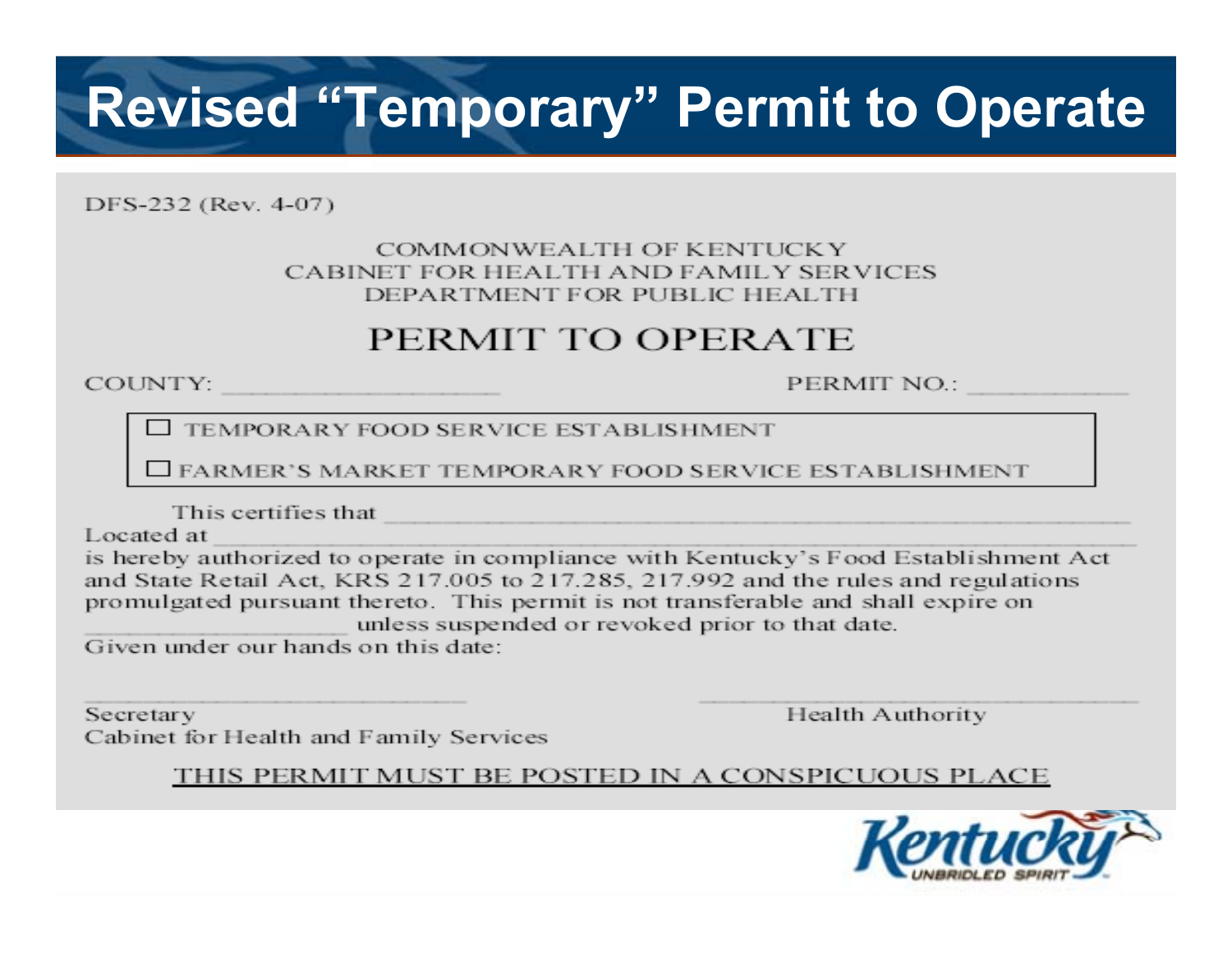# Revised "Temporary" Permit to Operate

DFS-232 (Rev. 4-07)

COMMONWEALTH OF KENTUCKY
CABINET FOR HEALTH AND FAMILY SERVICES
DEPARTMENT FOR PUBLIC HEALTH

## PERMIT TO OPERATE

COUNTY: ____________________ PERMIT NO.: ____________

☐ TEMPORARY FOOD SERVICE ESTABLISHMENT

☐ FARMER'S MARKET TEMPORARY FOOD SERVICE ESTABLISHMENT

This certifies that ______________________________________________
Located at ______________________________________________
is hereby authorized to operate in compliance with Kentucky's Food Establishment Act and State Retail Act, KRS 217.005 to 217.285, 217.992 and the rules and regulations promulgated pursuant thereto. This permit is not transferable and shall expire on ____________________ unless suspended or revoked prior to that date.
Given under our hands on this date:

______________________________
Secretary
Cabinet for Health and Family Services

______________________________
Health Authority

THIS PERMIT MUST BE POSTED IN A CONSPICUOUS PLACE

Kentucky
UNBRIDLED SPIRIT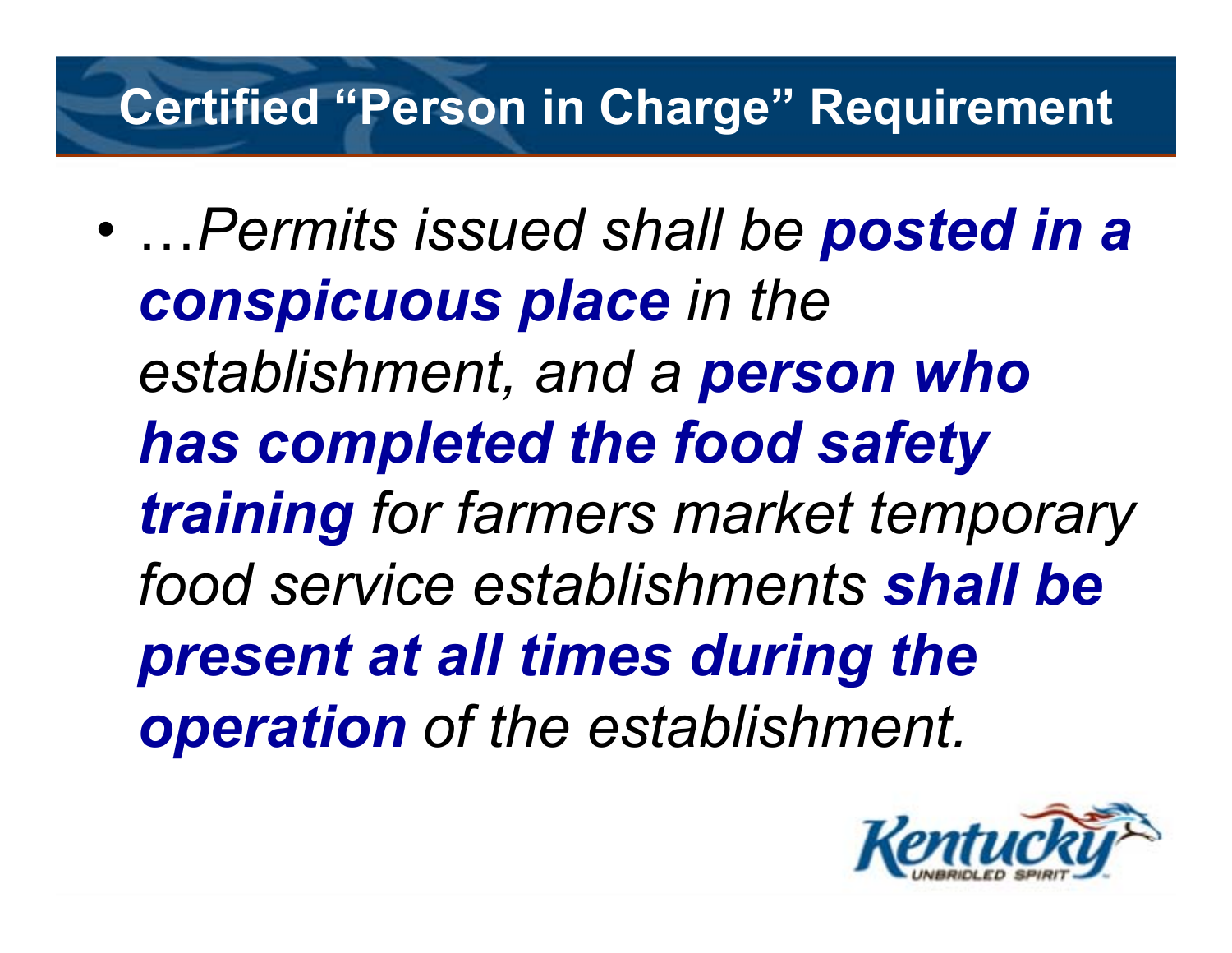# Certified "Person in Charge" Requirement

- *…Permits issued shall be* ***posted in a conspicuous place*** *in the establishment, and a* ***person who has completed the food safety training*** *for farmers market temporary food service establishments* ***shall be present at all times during the operation*** *of the establishment.*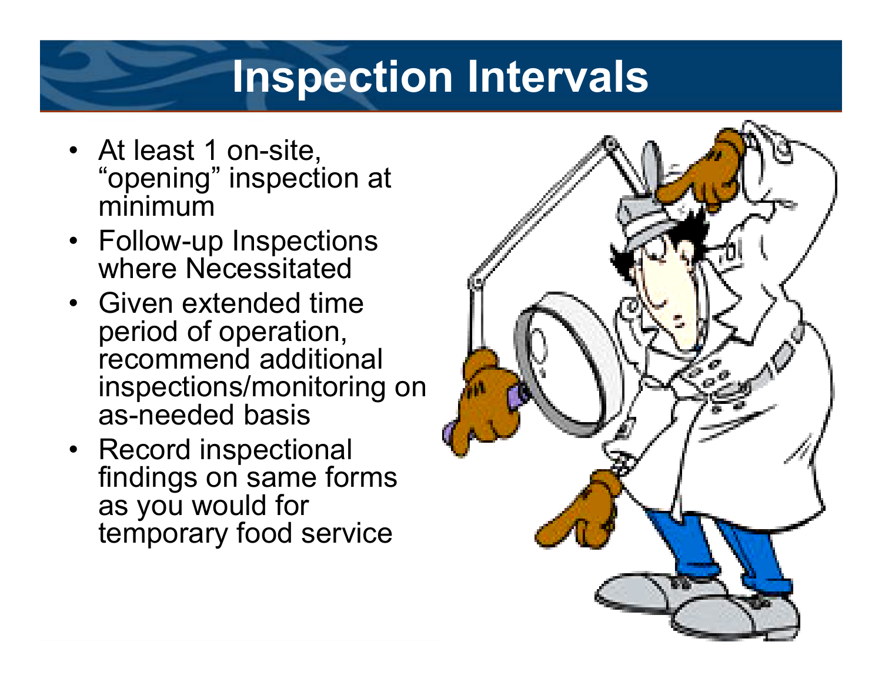# Inspection Intervals

- At least 1 on-site, "opening" inspection at minimum
- Follow-up Inspections where Necessitated
- Given extended time period of operation, recommend additional inspections/monitoring on as-needed basis
- Record inspectional findings on same forms as you would for temporary food service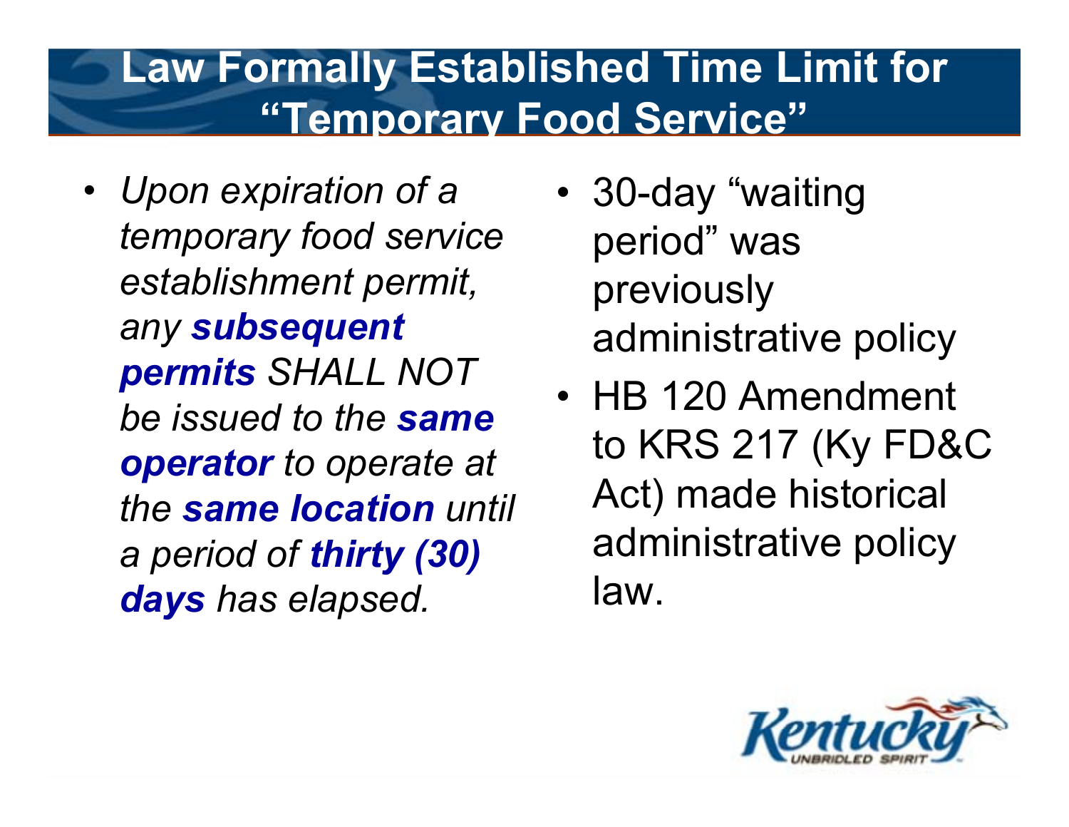# Law Formally Established Time Limit for "Temporary Food Service"

- *Upon expiration of a temporary food service establishment permit, any* ***subsequent permits*** *SHALL NOT be issued to the* ***same operator*** *to operate at the* ***same location*** *until a period of* ***thirty (30) days*** *has elapsed.*

- 30-day "waiting period" was previously administrative policy
- HB 120 Amendment to KRS 217 (Ky FD&C Act) made historical administrative policy law.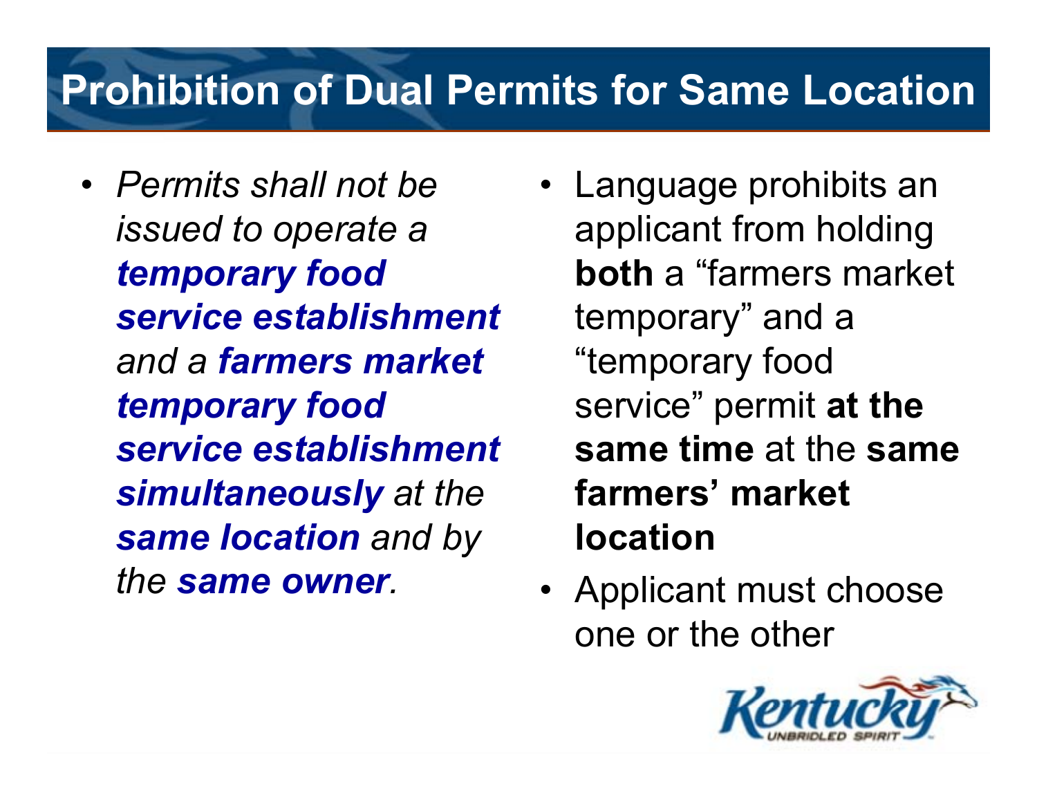# Prohibition of Dual Permits for Same Location

- *Permits shall not be issued to operate a **temporary food service establishment** and a **farmers market temporary food service establishment simultaneously** at the **same location** and by the **same owner**.*

- Language prohibits an applicant from holding **both** a "farmers market temporary" and a "temporary food service" permit **at the same time** at the **same farmers' market location**
- Applicant must choose one or the other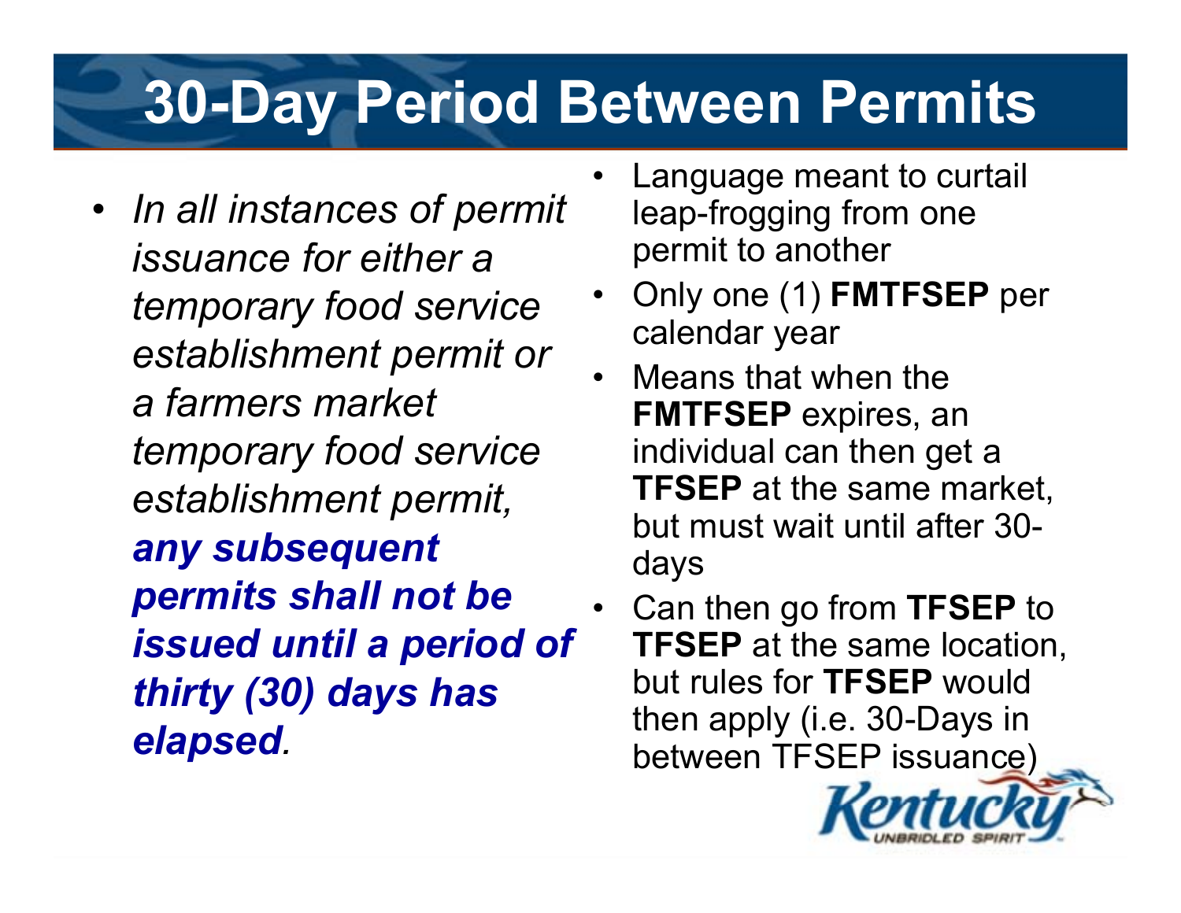# 30-Day Period Between Permits

- *In all instances of permit issuance for either a temporary food service establishment permit or a farmers market temporary food service establishment permit, **any subsequent permits shall not be issued until a period of thirty (30) days has elapsed**.*

- Language meant to curtail leap-frogging from one permit to another
- Only one (1) **FMTFSEP** per calendar year
- Means that when the **FMTFSEP** expires, an individual can then get a **TFSEP** at the same market, but must wait until after 30-days
- Can then go from **TFSEP** to **TFSEP** at the same location, but rules for **TFSEP** would then apply (i.e. 30-Days in between TFSEP issuance)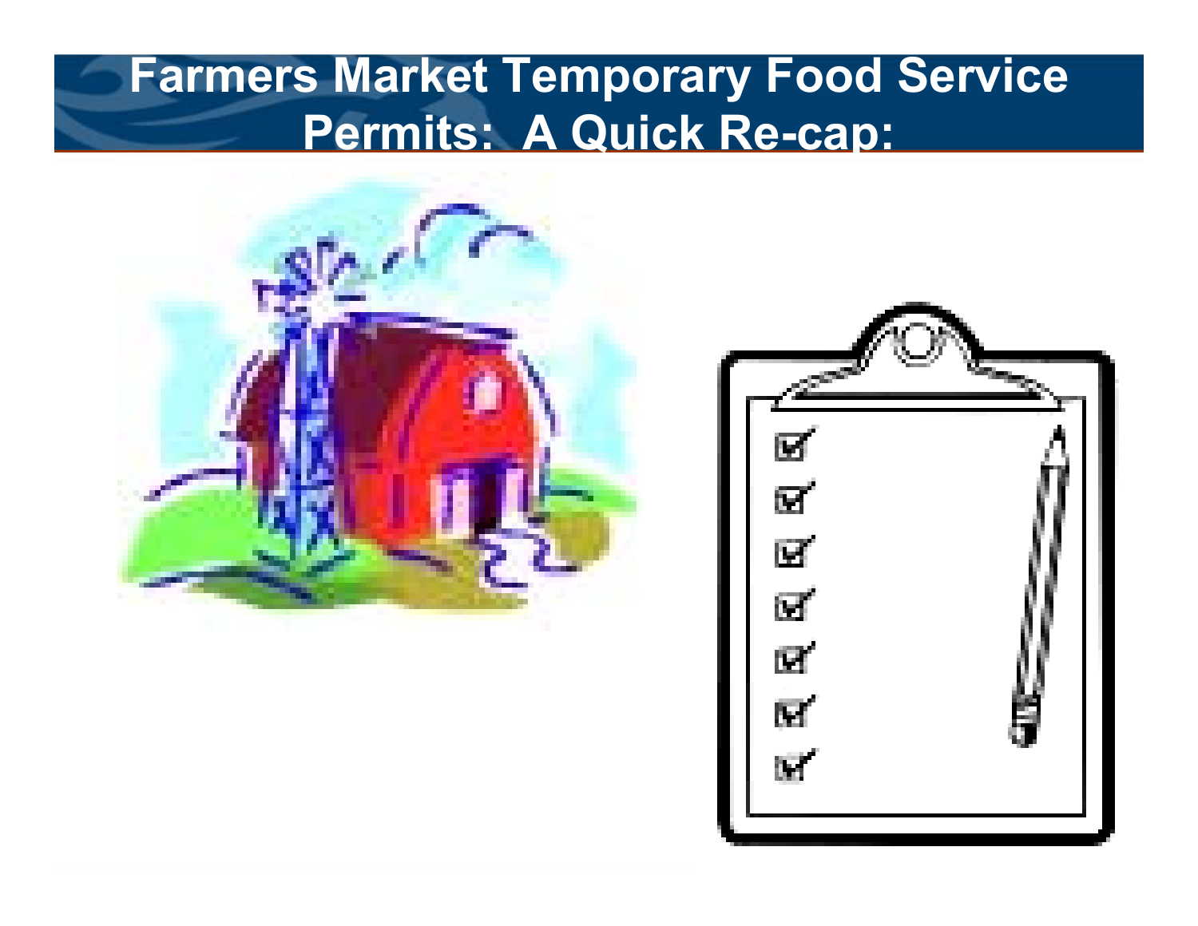# Farmers Market Temporary Food Service Permits: A Quick Re-cap: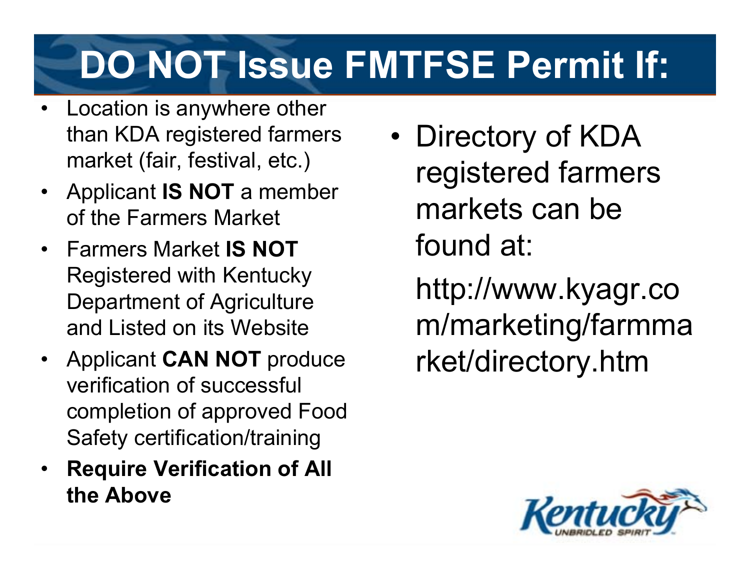# DO NOT Issue FMTFSE Permit If:

- Location is anywhere other than KDA registered farmers market (fair, festival, etc.)
- Applicant **IS NOT** a member of the Farmers Market
- Farmers Market **IS NOT** Registered with Kentucky Department of Agriculture and Listed on its Website
- Applicant **CAN NOT** produce verification of successful completion of approved Food Safety certification/training
- **Require Verification of All the Above**

- Directory of KDA registered farmers markets can be found at:

  http://www.kyagr.com/marketing/farmmarket/directory.htm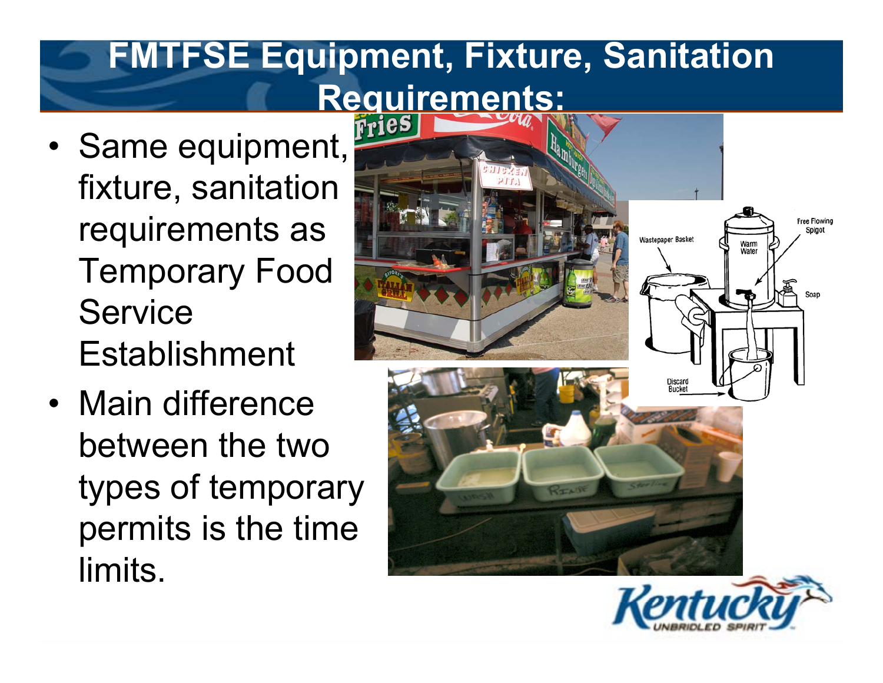# FMTFSE Equipment, Fixture, Sanitation Requirements:

- Same equipment, fixture, sanitation requirements as Temporary Food Service Establishment
- Main difference between the two types of temporary permits is the time limits.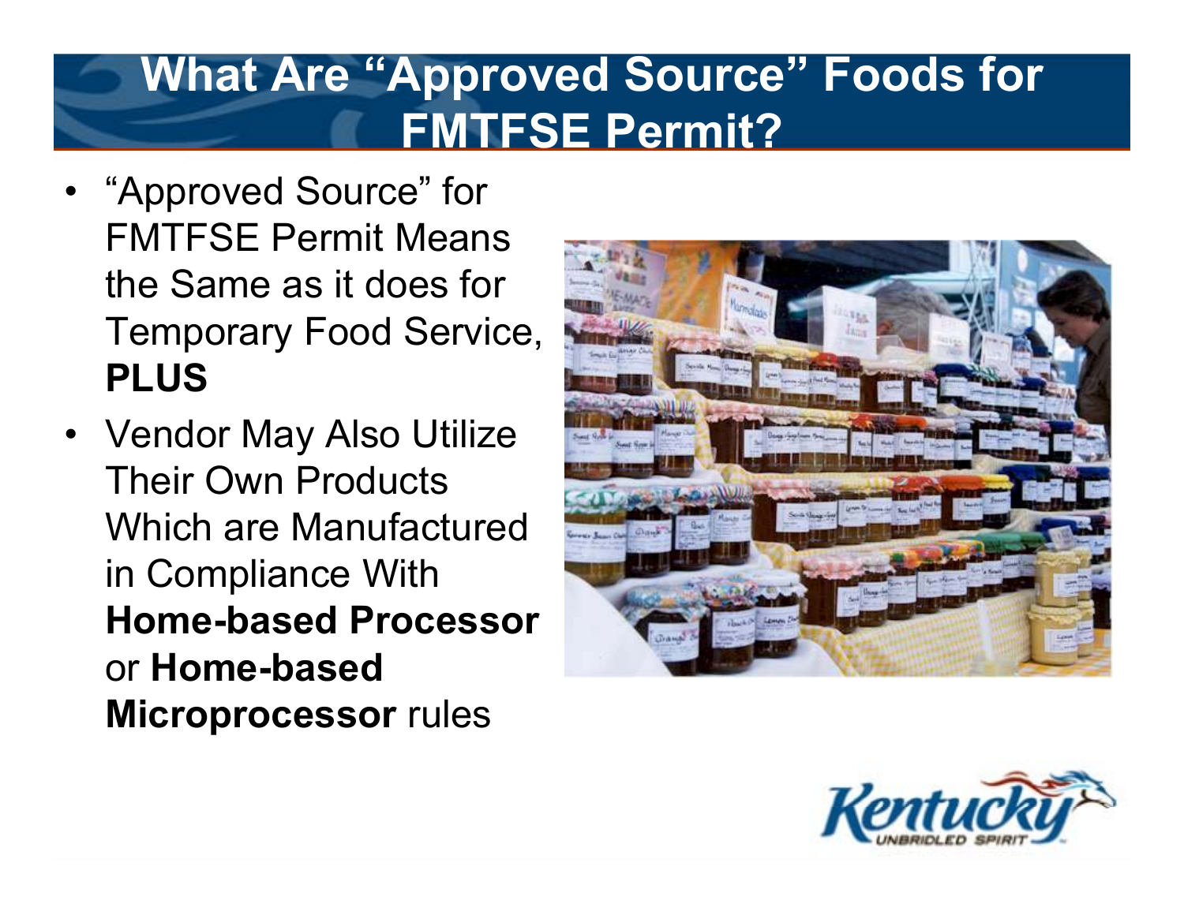# What Are "Approved Source" Foods for FMTFSE Permit?

- "Approved Source" for FMTFSE Permit Means the Same as it does for Temporary Food Service, **PLUS**
- Vendor May Also Utilize Their Own Products Which are Manufactured in Compliance With **Home-based Processor** or **Home-based Microprocessor** rules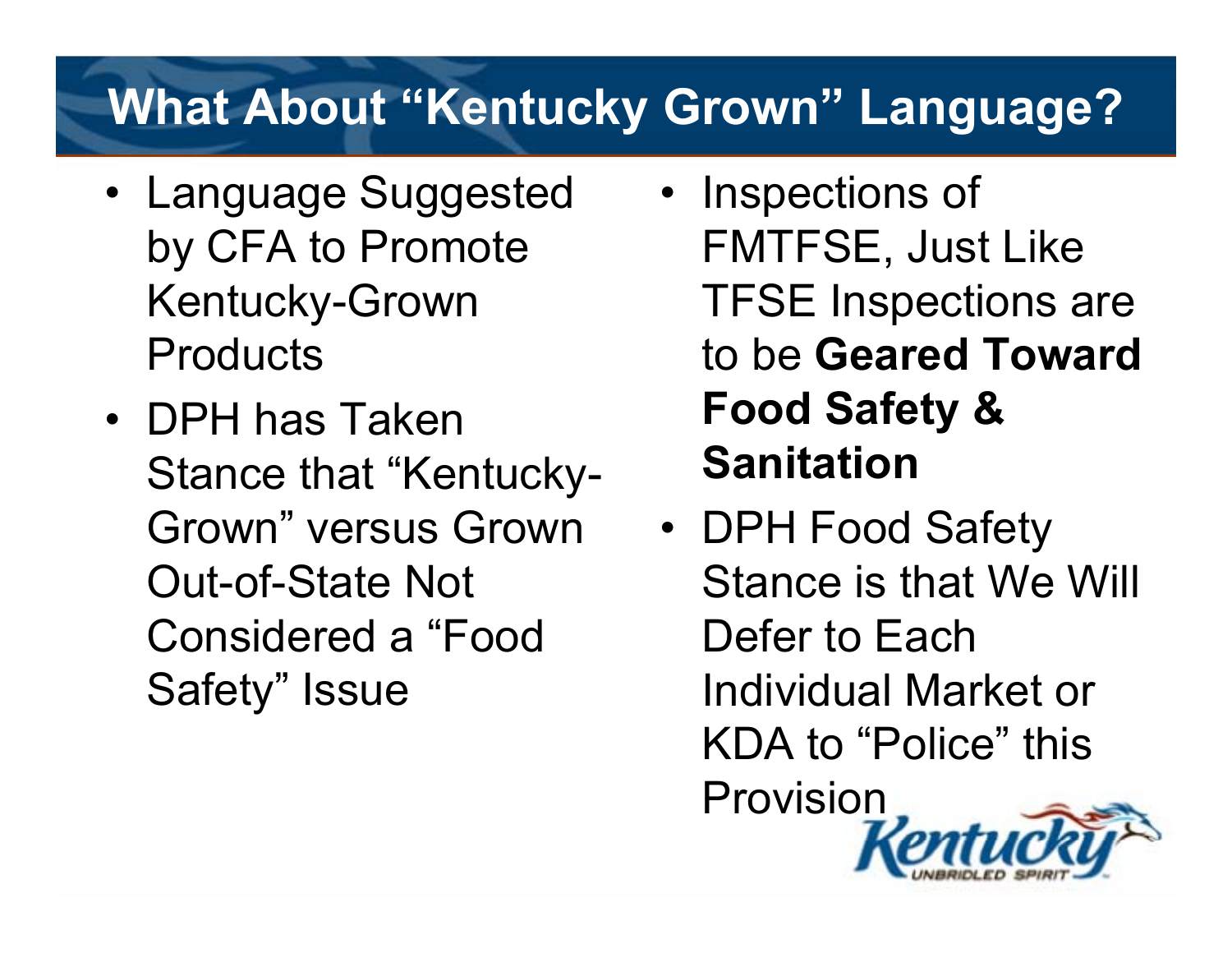# What About "Kentucky Grown" Language?

- Language Suggested by CFA to Promote Kentucky-Grown Products
- DPH has Taken Stance that "Kentucky-Grown" versus Grown Out-of-State Not Considered a "Food Safety" Issue
- Inspections of FMTFSE, Just Like TFSE Inspections are to be **Geared Toward Food Safety & Sanitation**
- DPH Food Safety Stance is that We Will Defer to Each Individual Market or KDA to "Police" this Provision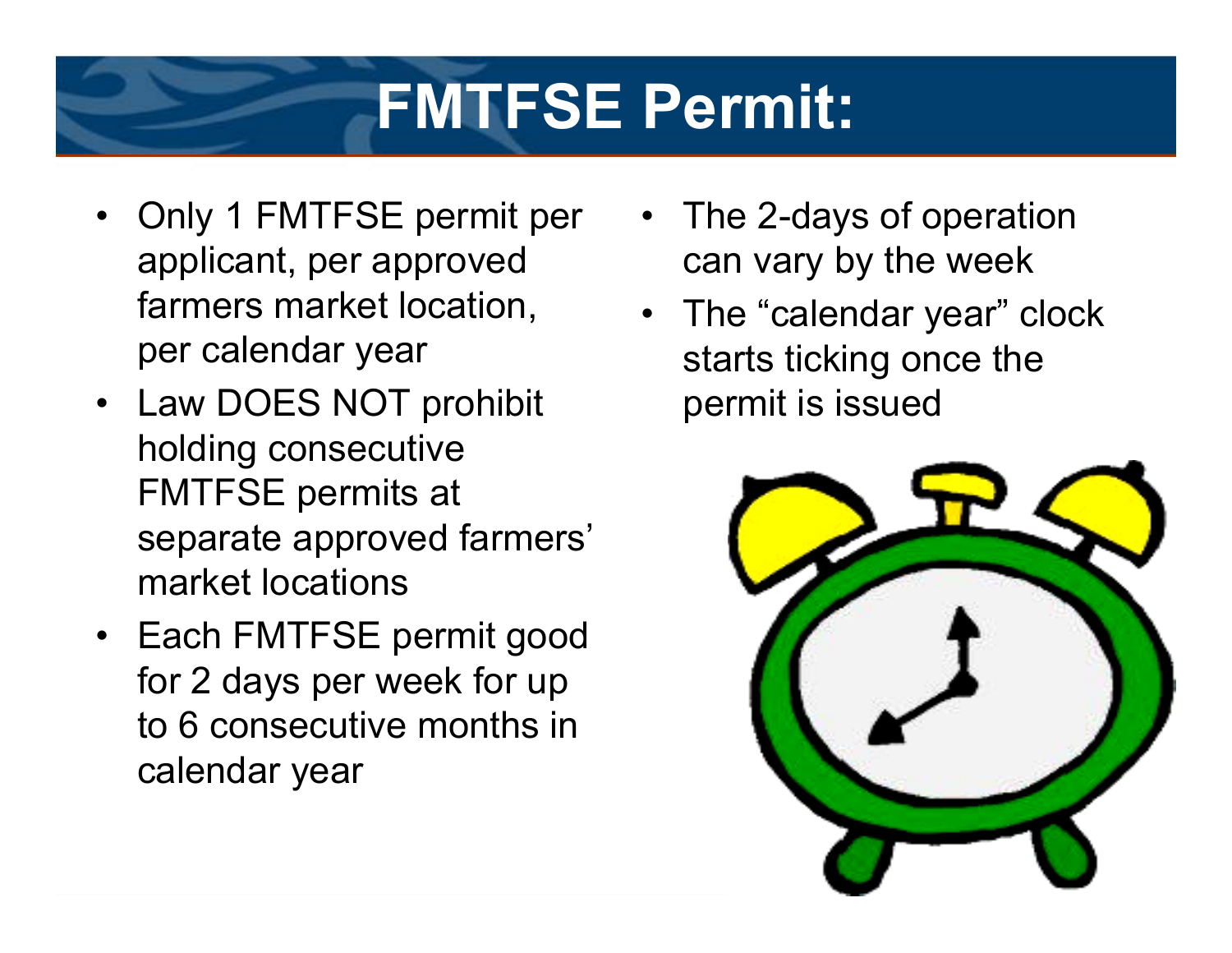# FMTFSE Permit:

- Only 1 FMTFSE permit per applicant, per approved farmers market location, per calendar year
- Law DOES NOT prohibit holding consecutive FMTFSE permits at separate approved farmers' market locations
- Each FMTFSE permit good for 2 days per week for up to 6 consecutive months in calendar year
- The 2-days of operation can vary by the week
- The "calendar year" clock starts ticking once the permit is issued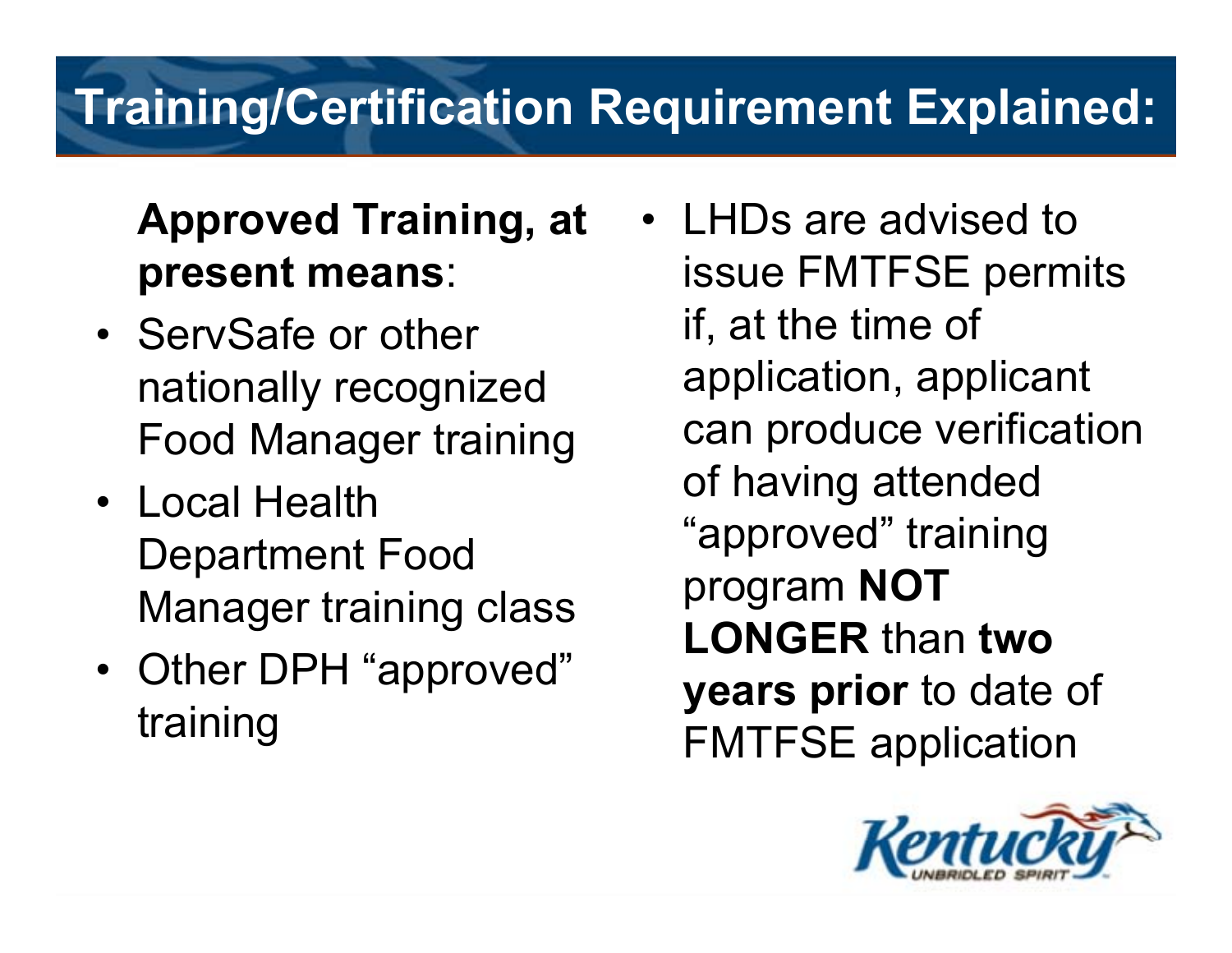# Training/Certification Requirement Explained:

**Approved Training, at present means**:

- ServSafe or other nationally recognized Food Manager training
- Local Health Department Food Manager training class
- Other DPH "approved" training

- LHDs are advised to issue FMTFSE permits if, at the time of application, applicant can produce verification of having attended "approved" training program **NOT LONGER** than **two years prior** to date of FMTFSE application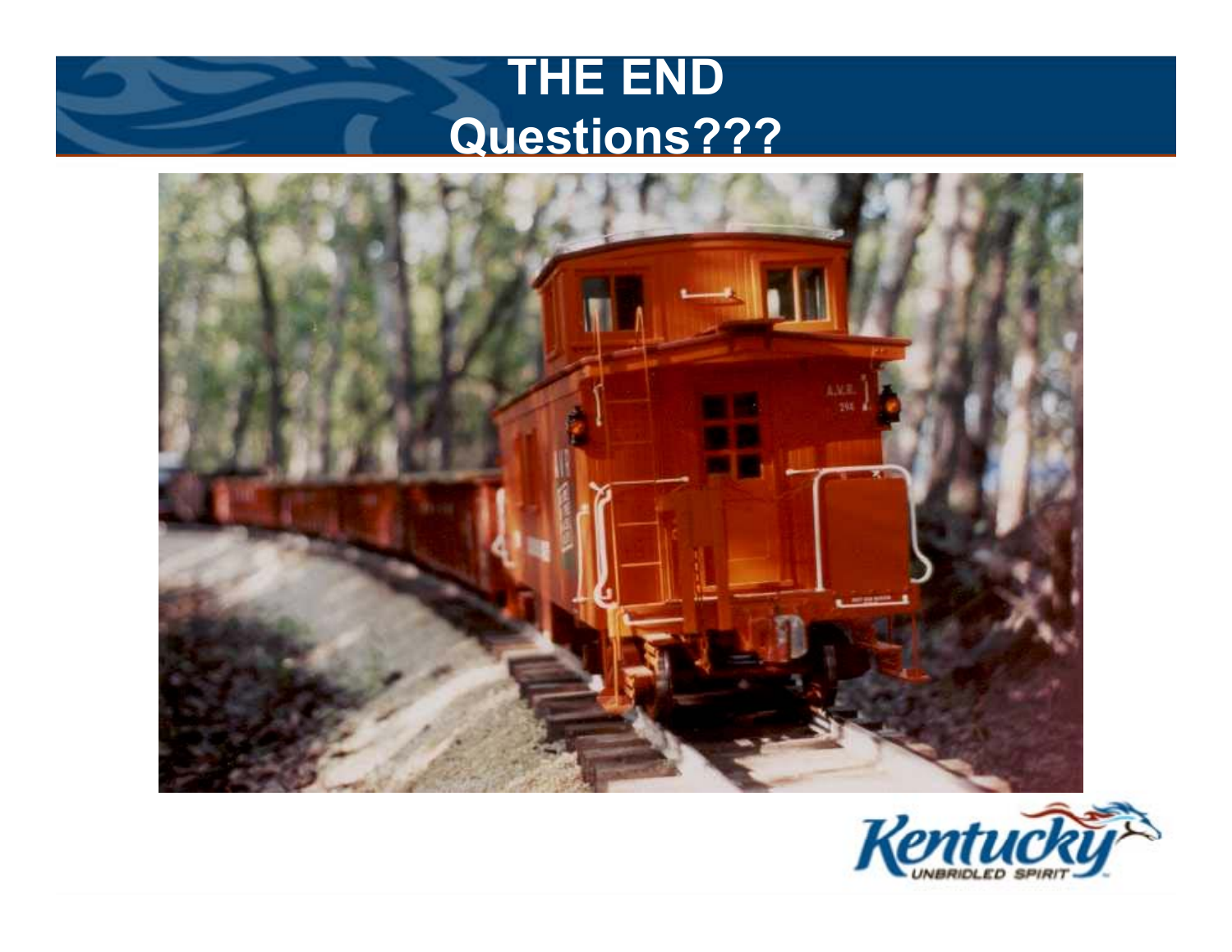# THE END
# Questions???